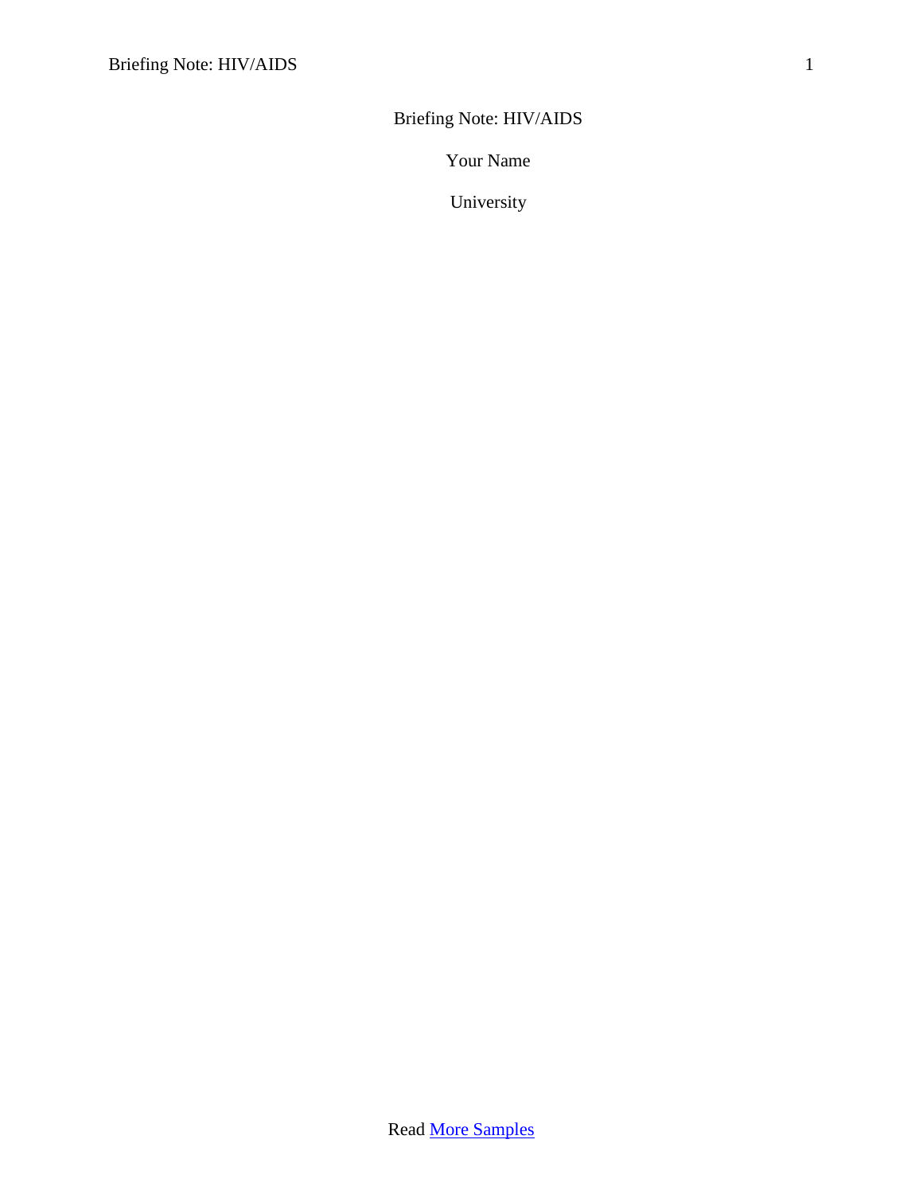# Briefing Note: HIV/AIDS

Your Name

University

Read [More Samples]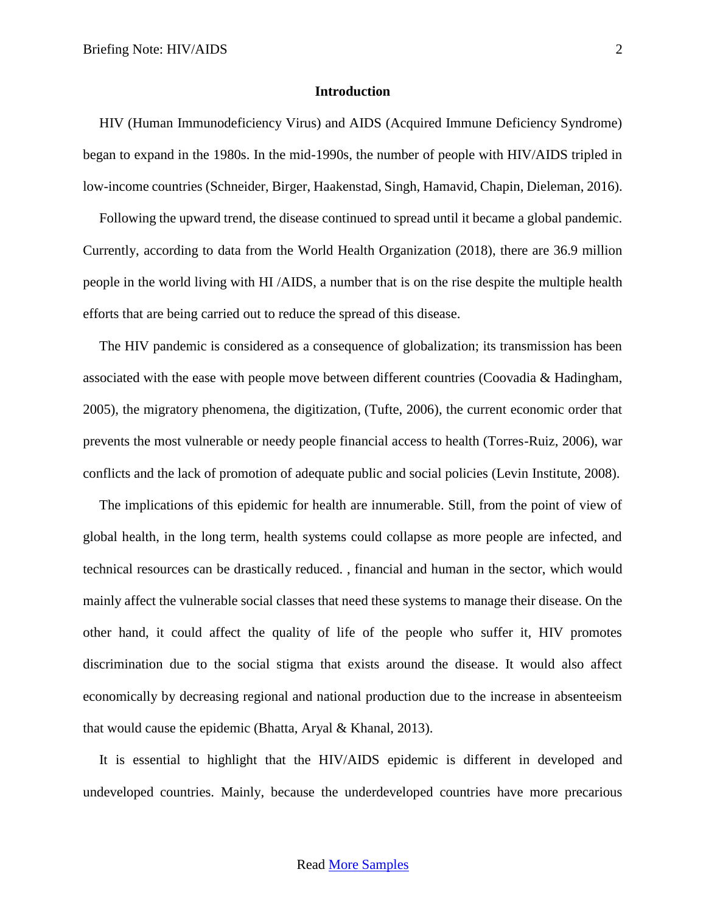## Introduction

HIV (Human Immunodeficiency Virus) and AIDS (Acquired Immune Deficiency Syndrome) began to expand in the 1980s. In the mid-1990s, the number of people with HIV/AIDS tripled in low-income countries (Schneider, Birger, Haakenstad, Singh, Hamavid, Chapin, Dieleman, 2016).

Following the upward trend, the disease continued to spread until it became a global pandemic. Currently, according to data from the World Health Organization (2018), there are 36.9 million people in the world living with HI /AIDS, a number that is on the rise despite the multiple health efforts that are being carried out to reduce the spread of this disease.

The HIV pandemic is considered as a consequence of globalization; its transmission has been associated with the ease with people move between different countries (Coovadia & Hadingham, 2005), the migratory phenomena, the digitization, (Tufte, 2006), the current economic order that prevents the most vulnerable or needy people financial access to health (Torres-Ruiz, 2006), war conflicts and the lack of promotion of adequate public and social policies (Levin Institute, 2008).

The implications of this epidemic for health are innumerable. Still, from the point of view of global health, in the long term, health systems could collapse as more people are infected, and technical resources can be drastically reduced. , financial and human in the sector, which would mainly affect the vulnerable social classes that need these systems to manage their disease. On the other hand, it could affect the quality of life of the people who suffer it, HIV promotes discrimination due to the social stigma that exists around the disease. It would also affect economically by decreasing regional and national production due to the increase in absenteeism that would cause the epidemic (Bhatta, Aryal & Khanal, 2013).

It is essential to highlight that the HIV/AIDS epidemic is different in developed and undeveloped countries. Mainly, because the underdeveloped countries have more precarious

Read [More Samples]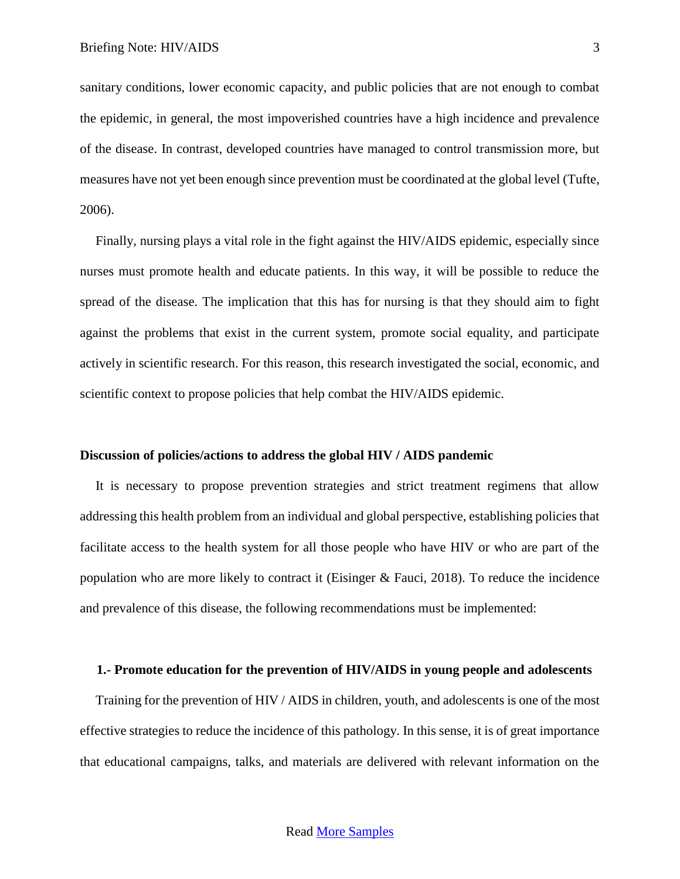sanitary conditions, lower economic capacity, and public policies that are not enough to combat the epidemic, in general, the most impoverished countries have a high incidence and prevalence of the disease. In contrast, developed countries have managed to control transmission more, but measures have not yet been enough since prevention must be coordinated at the global level (Tufte, 2006).

Finally, nursing plays a vital role in the fight against the HIV/AIDS epidemic, especially since nurses must promote health and educate patients. In this way, it will be possible to reduce the spread of the disease. The implication that this has for nursing is that they should aim to fight against the problems that exist in the current system, promote social equality, and participate actively in scientific research. For this reason, this research investigated the social, economic, and scientific context to propose policies that help combat the HIV/AIDS epidemic.

## Discussion of policies/actions to address the global HIV / AIDS pandemic

It is necessary to propose prevention strategies and strict treatment regimens that allow addressing this health problem from an individual and global perspective, establishing policies that facilitate access to the health system for all those people who have HIV or who are part of the population who are more likely to contract it (Eisinger & Fauci, 2018). To reduce the incidence and prevalence of this disease, the following recommendations must be implemented:

### 1.- Promote education for the prevention of HIV/AIDS in young people and adolescents

Training for the prevention of HIV / AIDS in children, youth, and adolescents is one of the most effective strategies to reduce the incidence of this pathology. In this sense, it is of great importance that educational campaigns, talks, and materials are delivered with relevant information on the

Read More Samples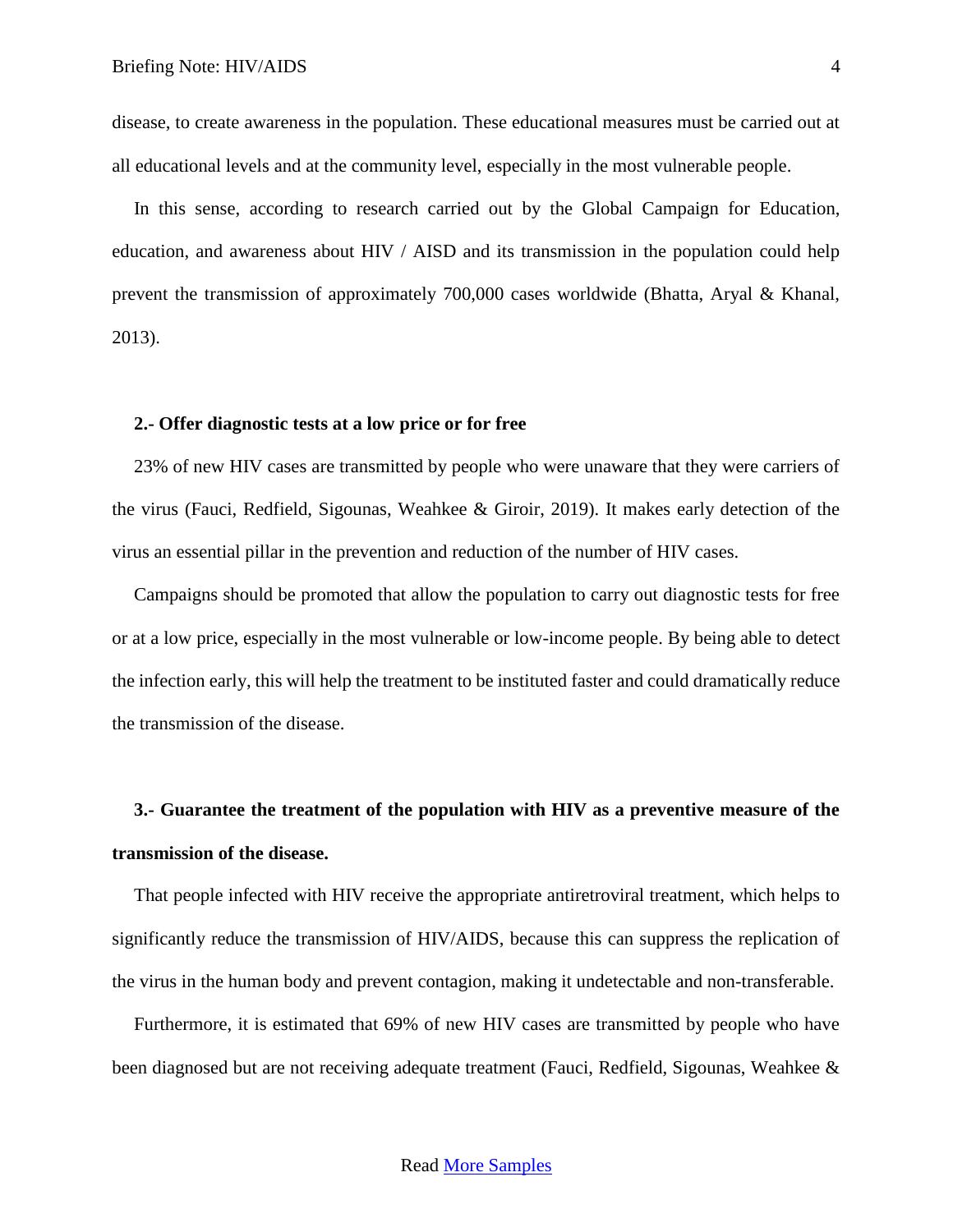disease, to create awareness in the population. These educational measures must be carried out at all educational levels and at the community level, especially in the most vulnerable people.

In this sense, according to research carried out by the Global Campaign for Education, education, and awareness about HIV / AISD and its transmission in the population could help prevent the transmission of approximately 700,000 cases worldwide (Bhatta, Aryal & Khanal, 2013).

**2.- Offer diagnostic tests at a low price or for free**

23% of new HIV cases are transmitted by people who were unaware that they were carriers of the virus (Fauci, Redfield, Sigounas, Weahkee & Giroir, 2019). It makes early detection of the virus an essential pillar in the prevention and reduction of the number of HIV cases.

Campaigns should be promoted that allow the population to carry out diagnostic tests for free or at a low price, especially in the most vulnerable or low-income people. By being able to detect the infection early, this will help the treatment to be instituted faster and could dramatically reduce the transmission of the disease.

**3.- Guarantee the treatment of the population with HIV as a preventive measure of the transmission of the disease.**

That people infected with HIV receive the appropriate antiretroviral treatment, which helps to significantly reduce the transmission of HIV/AIDS, because this can suppress the replication of the virus in the human body and prevent contagion, making it undetectable and non-transferable.

Furthermore, it is estimated that 69% of new HIV cases are transmitted by people who have been diagnosed but are not receiving adequate treatment (Fauci, Redfield, Sigounas, Weahkee &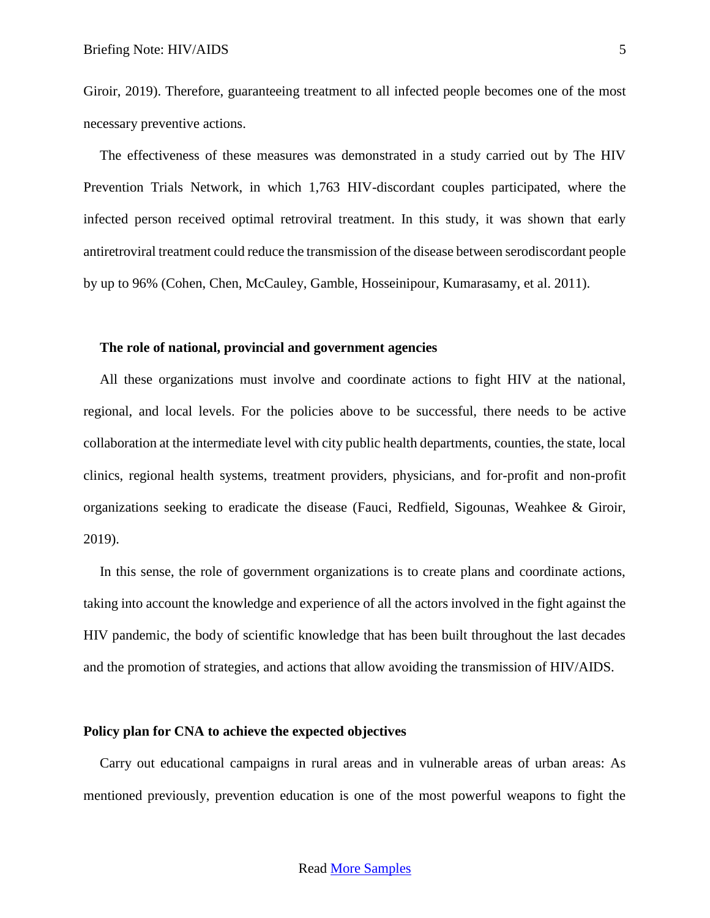Giroir, 2019). Therefore, guaranteeing treatment to all infected people becomes one of the most necessary preventive actions.

The effectiveness of these measures was demonstrated in a study carried out by The HIV Prevention Trials Network, in which 1,763 HIV-discordant couples participated, where the infected person received optimal retroviral treatment. In this study, it was shown that early antiretroviral treatment could reduce the transmission of the disease between serodiscordant people by up to 96% (Cohen, Chen, McCauley, Gamble, Hosseinipour, Kumarasamy, et al. 2011).

### The role of national, provincial and government agencies

All these organizations must involve and coordinate actions to fight HIV at the national, regional, and local levels. For the policies above to be successful, there needs to be active collaboration at the intermediate level with city public health departments, counties, the state, local clinics, regional health systems, treatment providers, physicians, and for-profit and non-profit organizations seeking to eradicate the disease (Fauci, Redfield, Sigounas, Weahkee & Giroir, 2019).

In this sense, the role of government organizations is to create plans and coordinate actions, taking into account the knowledge and experience of all the actors involved in the fight against the HIV pandemic, the body of scientific knowledge that has been built throughout the last decades and the promotion of strategies, and actions that allow avoiding the transmission of HIV/AIDS.

## Policy plan for CNA to achieve the expected objectives

Carry out educational campaigns in rural areas and in vulnerable areas of urban areas: As mentioned previously, prevention education is one of the most powerful weapons to fight the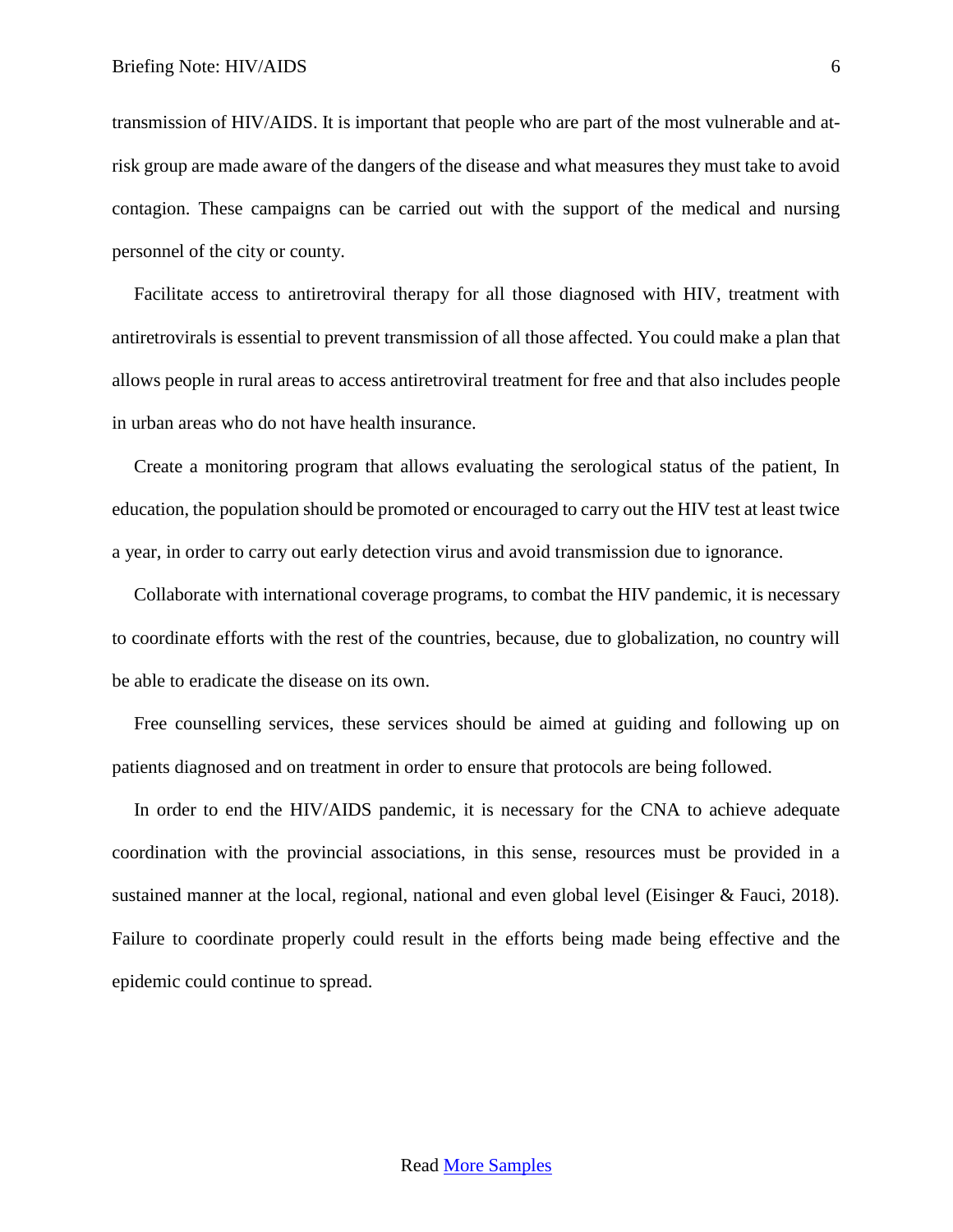transmission of HIV/AIDS. It is important that people who are part of the most vulnerable and at-risk group are made aware of the dangers of the disease and what measures they must take to avoid contagion. These campaigns can be carried out with the support of the medical and nursing personnel of the city or county.

Facilitate access to antiretroviral therapy for all those diagnosed with HIV, treatment with antiretrovirals is essential to prevent transmission of all those affected. You could make a plan that allows people in rural areas to access antiretroviral treatment for free and that also includes people in urban areas who do not have health insurance.

Create a monitoring program that allows evaluating the serological status of the patient, In education, the population should be promoted or encouraged to carry out the HIV test at least twice a year, in order to carry out early detection virus and avoid transmission due to ignorance.

Collaborate with international coverage programs, to combat the HIV pandemic, it is necessary to coordinate efforts with the rest of the countries, because, due to globalization, no country will be able to eradicate the disease on its own.

Free counselling services, these services should be aimed at guiding and following up on patients diagnosed and on treatment in order to ensure that protocols are being followed.

In order to end the HIV/AIDS pandemic, it is necessary for the CNA to achieve adequate coordination with the provincial associations, in this sense, resources must be provided in a sustained manner at the local, regional, national and even global level (Eisinger & Fauci, 2018). Failure to coordinate properly could result in the efforts being made being effective and the epidemic could continue to spread.

Read [More Samples]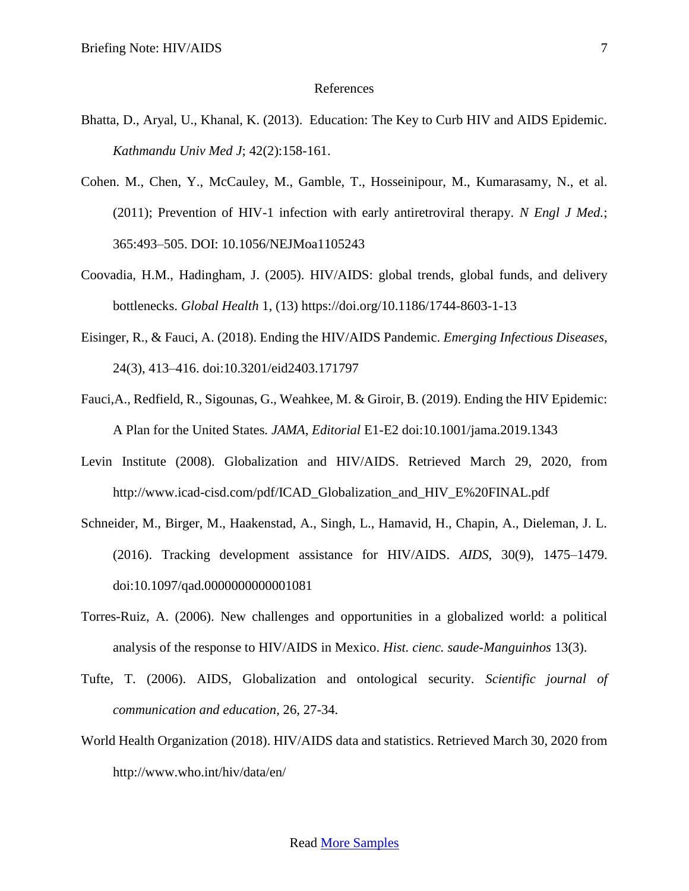# References

Bhatta, D., Aryal, U., Khanal, K. (2013). Education: The Key to Curb HIV and AIDS Epidemic. *Kathmandu Univ Med J*; 42(2):158-161.

Cohen. M., Chen, Y., McCauley, M., Gamble, T., Hosseinipour, M., Kumarasamy, N., et al. (2011); Prevention of HIV-1 infection with early antiretroviral therapy. *N Engl J Med.*; 365:493–505. DOI: 10.1056/NEJMoa1105243

Coovadia, H.M., Hadingham, J. (2005). HIV/AIDS: global trends, global funds, and delivery bottlenecks. *Global Health* 1, (13) https://doi.org/10.1186/1744-8603-1-13

Eisinger, R., & Fauci, A. (2018). Ending the HIV/AIDS Pandemic. *Emerging Infectious Diseases*, 24(3), 413–416. doi:10.3201/eid2403.171797

Fauci,A., Redfield, R., Sigounas, G., Weahkee, M. & Giroir, B. (2019). Ending the HIV Epidemic: A Plan for the United States. *JAMA, Editorial* E1-E2 doi:10.1001/jama.2019.1343

Levin Institute (2008). Globalization and HIV/AIDS. Retrieved March 29, 2020, from http://www.icad-cisd.com/pdf/ICAD_Globalization_and_HIV_E%20FINAL.pdf

Schneider, M., Birger, M., Haakenstad, A., Singh, L., Hamavid, H., Chapin, A., Dieleman, J. L. (2016). Tracking development assistance for HIV/AIDS. *AIDS*, 30(9), 1475–1479. doi:10.1097/qad.0000000000001081

Torres-Ruiz, A. (2006). New challenges and opportunities in a globalized world: a political analysis of the response to HIV/AIDS in Mexico. *Hist. cienc. saude-Manguinhos* 13(3).

Tufte, T. (2006). AIDS, Globalization and ontological security. *Scientific journal of communication and education*, 26, 27-34.

World Health Organization (2018). HIV/AIDS data and statistics. Retrieved March 30, 2020 from http://www.who.int/hiv/data/en/

Read More Samples